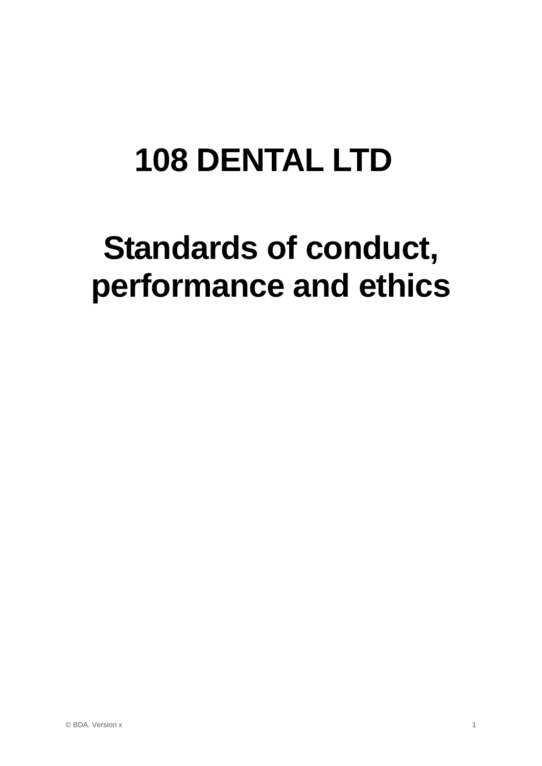# 108 DENTAL LTD

# Standards of conduct, performance and ethics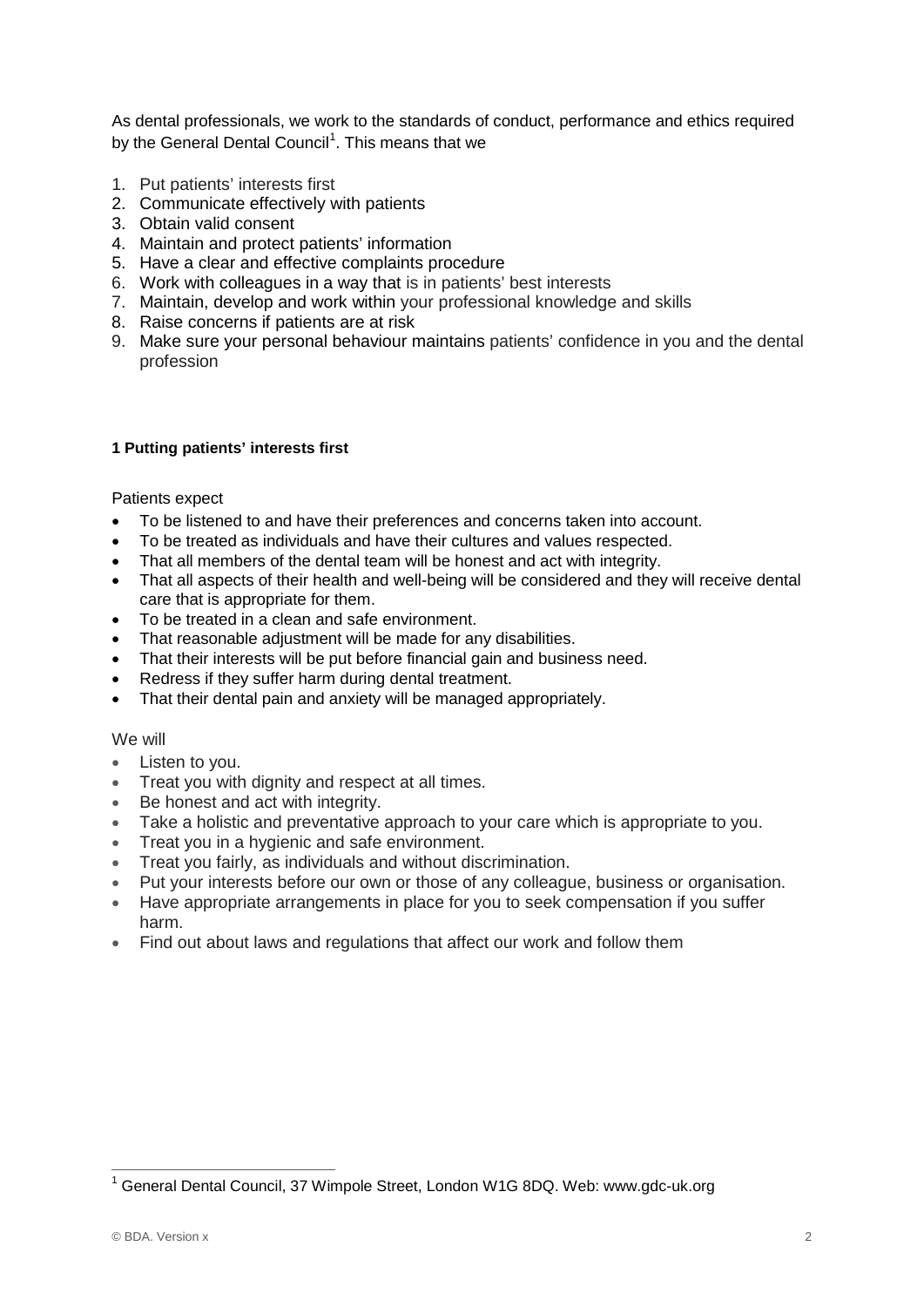As dental professionals, we work to the standards of conduct, performance and ethics required by the General Dental Council[1]. This means that we

1. Put patients' interests first
2. Communicate effectively with patients
3. Obtain valid consent
4. Maintain and protect patients' information
5. Have a clear and effective complaints procedure
6. Work with colleagues in a way that is in patients' best interests
7. Maintain, develop and work within your professional knowledge and skills
8. Raise concerns if patients are at risk
9. Make sure your personal behaviour maintains patients' confidence in you and the dental profession

#### 1 Putting patients' interests first

Patients expect

- To be listened to and have their preferences and concerns taken into account.
- To be treated as individuals and have their cultures and values respected.
- That all members of the dental team will be honest and act with integrity.
- That all aspects of their health and well-being will be considered and they will receive dental care that is appropriate for them.
- To be treated in a clean and safe environment.
- That reasonable adjustment will be made for any disabilities.
- That their interests will be put before financial gain and business need.
- Redress if they suffer harm during dental treatment.
- That their dental pain and anxiety will be managed appropriately.

We will

- Listen to you.
- Treat you with dignity and respect at all times.
- Be honest and act with integrity.
- Take a holistic and preventative approach to your care which is appropriate to you.
- Treat you in a hygienic and safe environment.
- Treat you fairly, as individuals and without discrimination.
- Put your interests before our own or those of any colleague, business or organisation.
- Have appropriate arrangements in place for you to seek compensation if you suffer harm.
- Find out about laws and regulations that affect our work and follow them

---

[1] General Dental Council, 37 Wimpole Street, London W1G 8DQ. Web: www.gdc-uk.org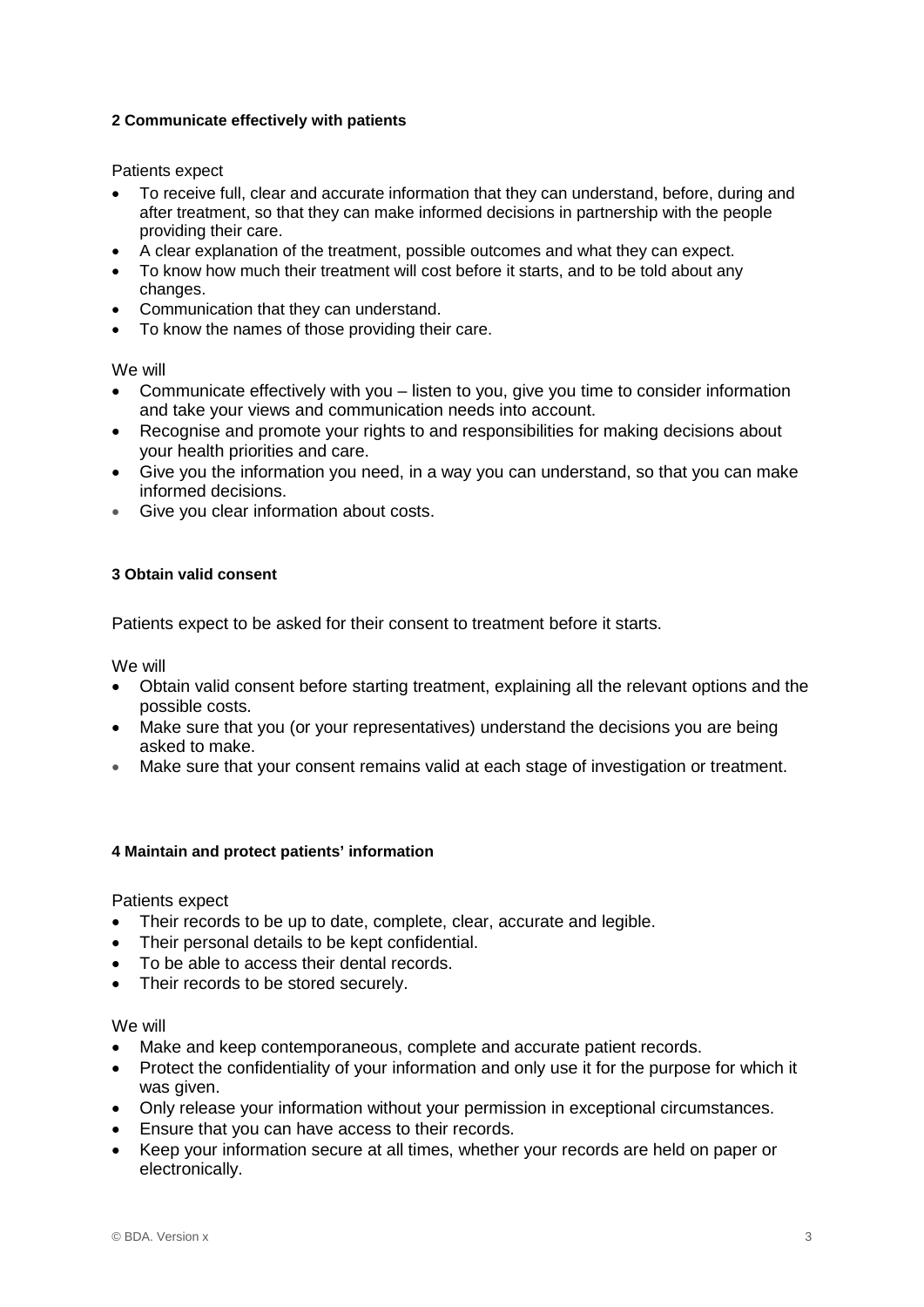### 2 Communicate effectively with patients

Patients expect

- To receive full, clear and accurate information that they can understand, before, during and after treatment, so that they can make informed decisions in partnership with the people providing their care.
- A clear explanation of the treatment, possible outcomes and what they can expect.
- To know how much their treatment will cost before it starts, and to be told about any changes.
- Communication that they can understand.
- To know the names of those providing their care.

We will

- Communicate effectively with you – listen to you, give you time to consider information and take your views and communication needs into account.
- Recognise and promote your rights to and responsibilities for making decisions about your health priorities and care.
- Give you the information you need, in a way you can understand, so that you can make informed decisions.
- Give you clear information about costs.

### 3 Obtain valid consent

Patients expect to be asked for their consent to treatment before it starts.

We will

- Obtain valid consent before starting treatment, explaining all the relevant options and the possible costs.
- Make sure that you (or your representatives) understand the decisions you are being asked to make.
- Make sure that your consent remains valid at each stage of investigation or treatment.

### 4 Maintain and protect patients' information

Patients expect

- Their records to be up to date, complete, clear, accurate and legible.
- Their personal details to be kept confidential.
- To be able to access their dental records.
- Their records to be stored securely.

We will

- Make and keep contemporaneous, complete and accurate patient records.
- Protect the confidentiality of your information and only use it for the purpose for which it was given.
- Only release your information without your permission in exceptional circumstances.
- Ensure that you can have access to their records.
- Keep your information secure at all times, whether your records are held on paper or electronically.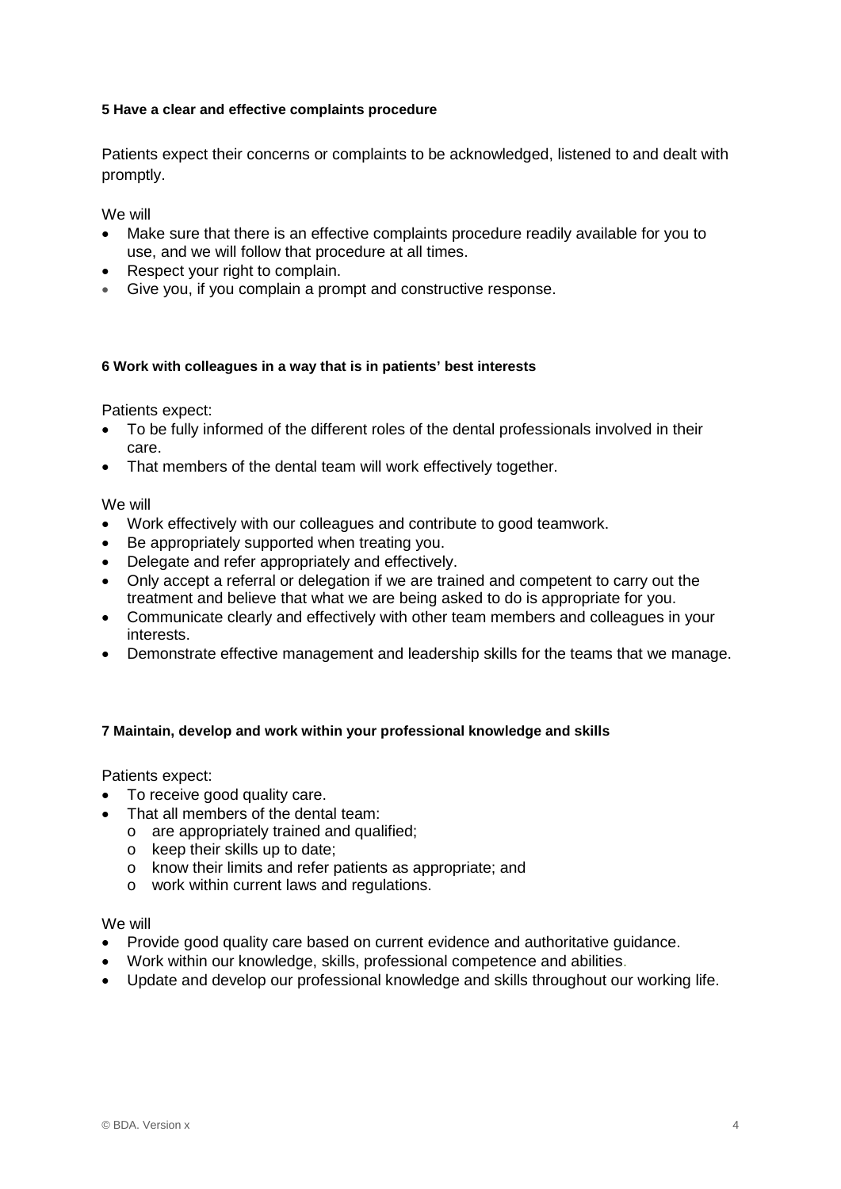#### 5 Have a clear and effective complaints procedure

Patients expect their concerns or complaints to be acknowledged, listened to and dealt with promptly.

We will

- Make sure that there is an effective complaints procedure readily available for you to use, and we will follow that procedure at all times.
- Respect your right to complain.
- Give you, if you complain a prompt and constructive response.

#### 6 Work with colleagues in a way that is in patients' best interests

Patients expect:

- To be fully informed of the different roles of the dental professionals involved in their care.
- That members of the dental team will work effectively together.

We will

- Work effectively with our colleagues and contribute to good teamwork.
- Be appropriately supported when treating you.
- Delegate and refer appropriately and effectively.
- Only accept a referral or delegation if we are trained and competent to carry out the treatment and believe that what we are being asked to do is appropriate for you.
- Communicate clearly and effectively with other team members and colleagues in your interests.
- Demonstrate effective management and leadership skills for the teams that we manage.

#### 7 Maintain, develop and work within your professional knowledge and skills

Patients expect:

- To receive good quality care.
- That all members of the dental team:
  - are appropriately trained and qualified;
  - keep their skills up to date;
  - know their limits and refer patients as appropriate; and
  - work within current laws and regulations.

We will

- Provide good quality care based on current evidence and authoritative guidance.
- Work within our knowledge, skills, professional competence and abilities.
- Update and develop our professional knowledge and skills throughout our working life.

© BDA. Version x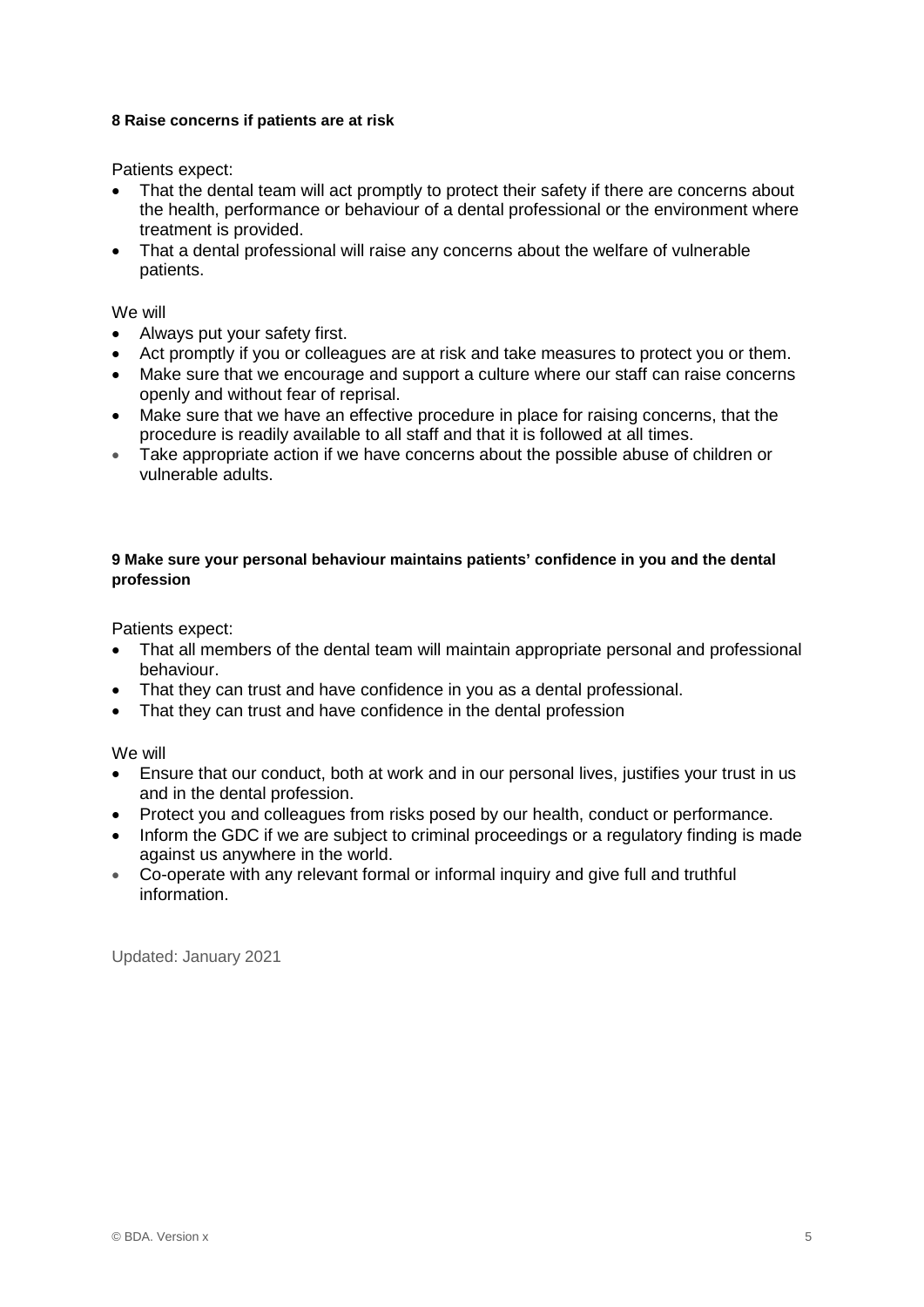**8 Raise concerns if patients are at risk**

Patients expect:

- That the dental team will act promptly to protect their safety if there are concerns about the health, performance or behaviour of a dental professional or the environment where treatment is provided.
- That a dental professional will raise any concerns about the welfare of vulnerable patients.

We will

- Always put your safety first.
- Act promptly if you or colleagues are at risk and take measures to protect you or them.
- Make sure that we encourage and support a culture where our staff can raise concerns openly and without fear of reprisal.
- Make sure that we have an effective procedure in place for raising concerns, that the procedure is readily available to all staff and that it is followed at all times.
- Take appropriate action if we have concerns about the possible abuse of children or vulnerable adults.

**9 Make sure your personal behaviour maintains patients' confidence in you and the dental profession**

Patients expect:

- That all members of the dental team will maintain appropriate personal and professional behaviour.
- That they can trust and have confidence in you as a dental professional.
- That they can trust and have confidence in the dental profession

We will

- Ensure that our conduct, both at work and in our personal lives, justifies your trust in us and in the dental profession.
- Protect you and colleagues from risks posed by our health, conduct or performance.
- Inform the GDC if we are subject to criminal proceedings or a regulatory finding is made against us anywhere in the world.
- Co-operate with any relevant formal or informal inquiry and give full and truthful information.

Updated: January 2021